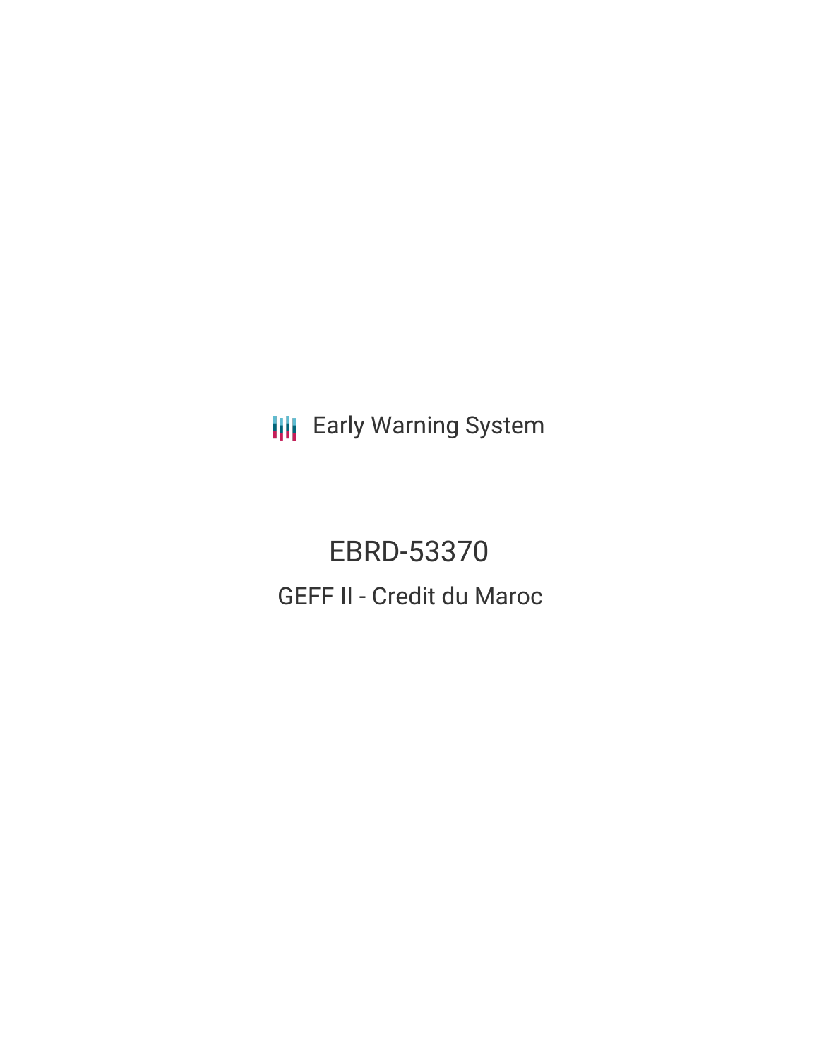Early Warning System

# EBRD-53370

## GEFF II - Credit du Maroc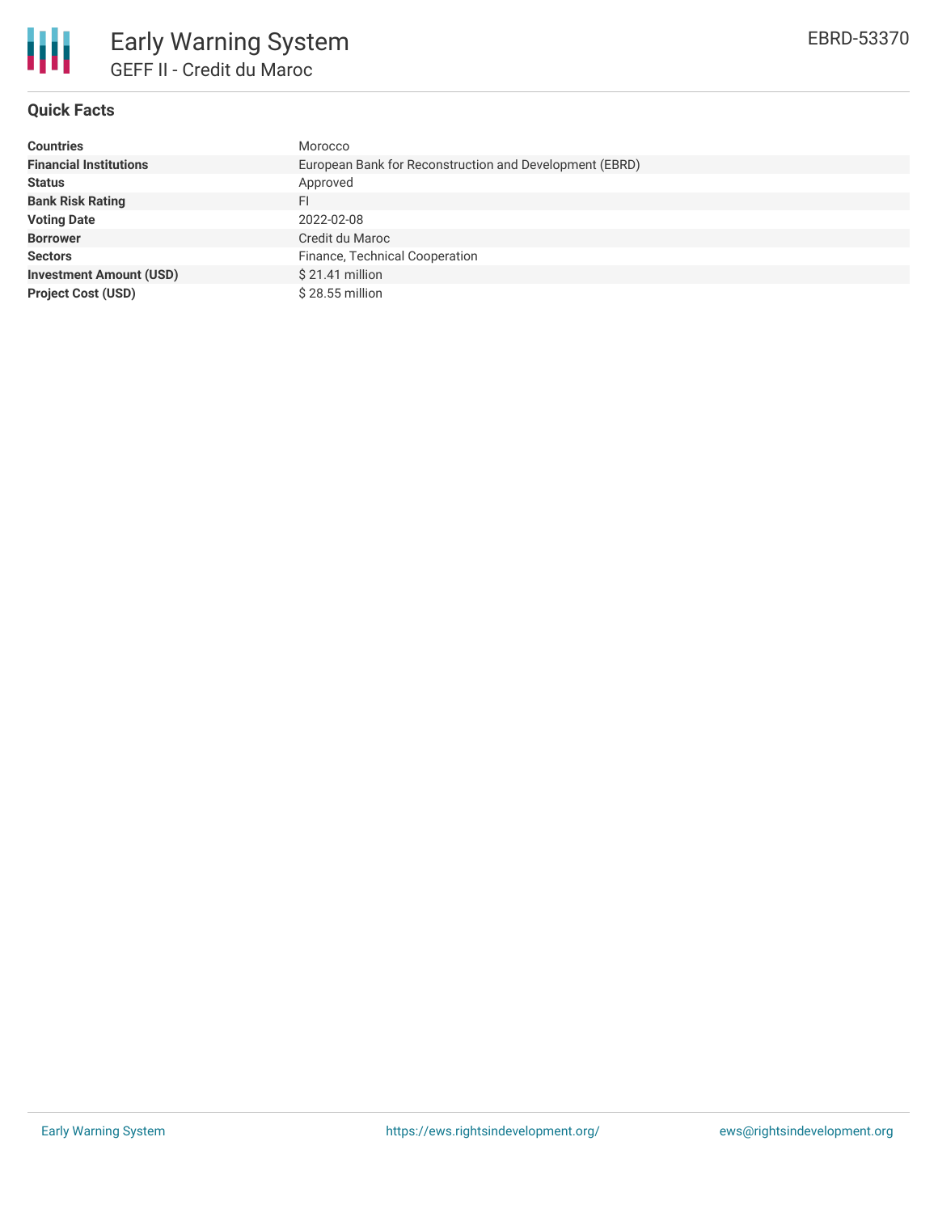# Early Warning System

## GEFF II - Credit du Maroc

EBRD-53370

### Quick Facts

| | |
|---|---|
| **Countries** | Morocco |
| **Financial Institutions** | European Bank for Reconstruction and Development (EBRD) |
| **Status** | Approved |
| **Bank Risk Rating** | FI |
| **Voting Date** | 2022-02-08 |
| **Borrower** | Credit du Maroc |
| **Sectors** | Finance, Technical Cooperation |
| **Investment Amount (USD)** | $ 21.41 million |
| **Project Cost (USD)** | $ 28.55 million |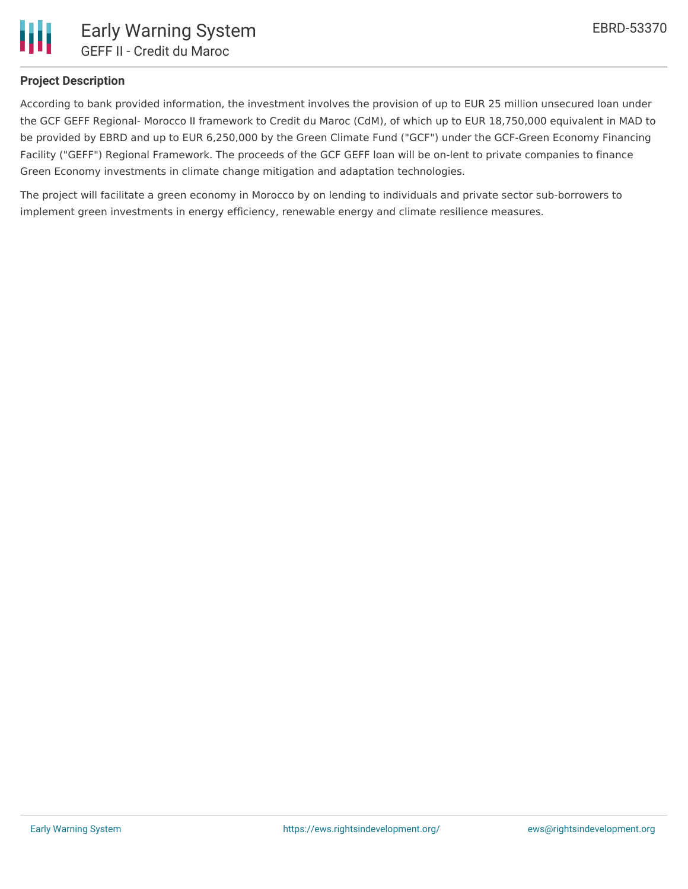## Project Description

According to bank provided information, the investment involves the provision of up to EUR 25 million unsecured loan under the GCF GEFF Regional- Morocco II framework to Credit du Maroc (CdM), of which up to EUR 18,750,000 equivalent in MAD to be provided by EBRD and up to EUR 6,250,000 by the Green Climate Fund ("GCF") under the GCF-Green Economy Financing Facility ("GEFF") Regional Framework. The proceeds of the GCF GEFF loan will be on-lent to private companies to finance Green Economy investments in climate change mitigation and adaptation technologies.

The project will facilitate a green economy in Morocco by on lending to individuals and private sector sub-borrowers to implement green investments in energy efficiency, renewable energy and climate resilience measures.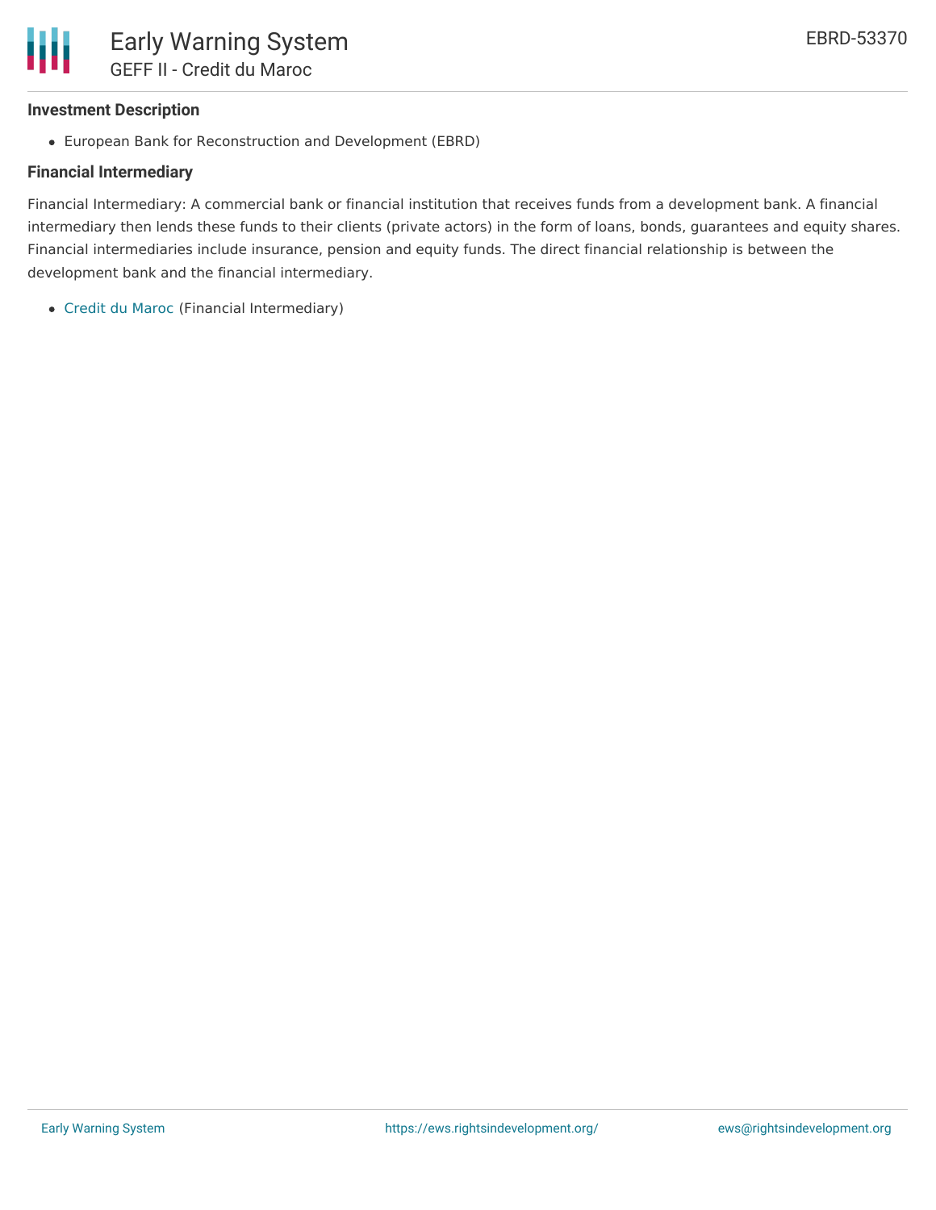### Investment Description

- European Bank for Reconstruction and Development (EBRD)

### Financial Intermediary

Financial Intermediary: A commercial bank or financial institution that receives funds from a development bank. A financial intermediary then lends these funds to their clients (private actors) in the form of loans, bonds, guarantees and equity shares. Financial intermediaries include insurance, pension and equity funds. The direct financial relationship is between the development bank and the financial intermediary.

- Credit du Maroc (Financial Intermediary)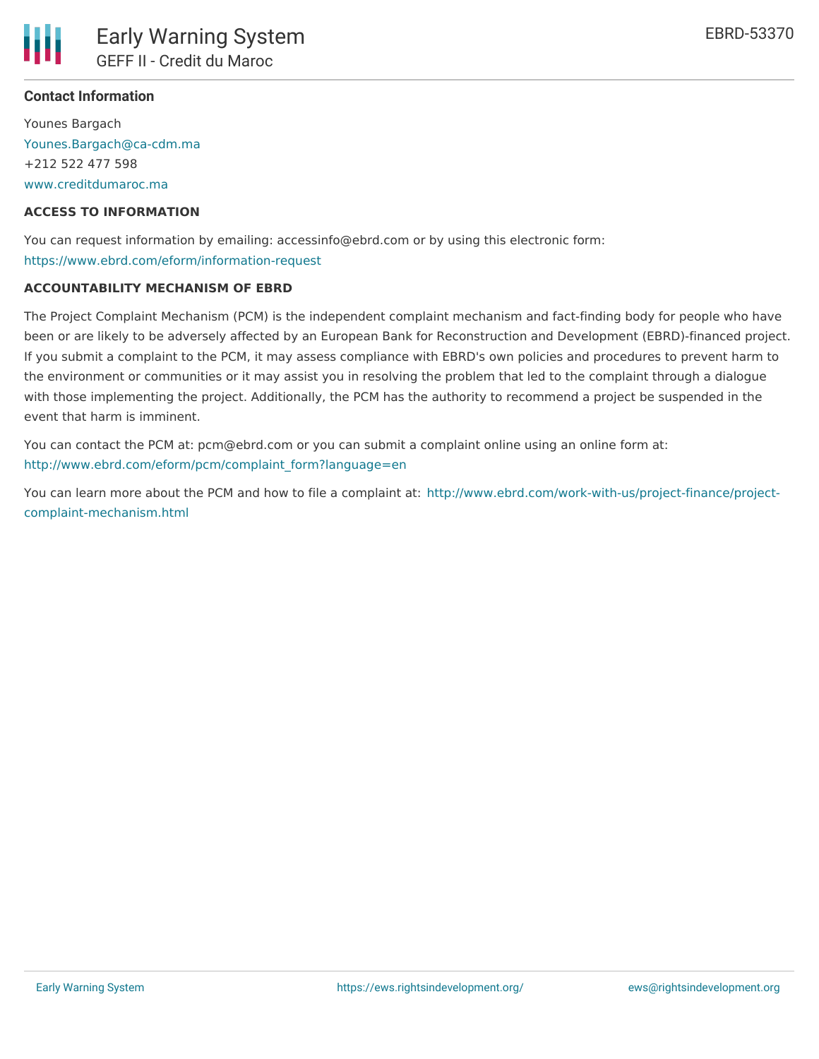**Contact Information**

Younes Bargach
Younes.Bargach@ca-cdm.ma
+212 522 477 598
www.creditdumaroc.ma

**ACCESS TO INFORMATION**

You can request information by emailing: accessinfo@ebrd.com or by using this electronic form: https://www.ebrd.com/eform/information-request

**ACCOUNTABILITY MECHANISM OF EBRD**

The Project Complaint Mechanism (PCM) is the independent complaint mechanism and fact-finding body for people who have been or are likely to be adversely affected by an European Bank for Reconstruction and Development (EBRD)-financed project. If you submit a complaint to the PCM, it may assess compliance with EBRD's own policies and procedures to prevent harm to the environment or communities or it may assist you in resolving the problem that led to the complaint through a dialogue with those implementing the project. Additionally, the PCM has the authority to recommend a project be suspended in the event that harm is imminent.

You can contact the PCM at: pcm@ebrd.com or you can submit a complaint online using an online form at: http://www.ebrd.com/eform/pcm/complaint_form?language=en

You can learn more about the PCM and how to file a complaint at: http://www.ebrd.com/work-with-us/project-finance/project-complaint-mechanism.html